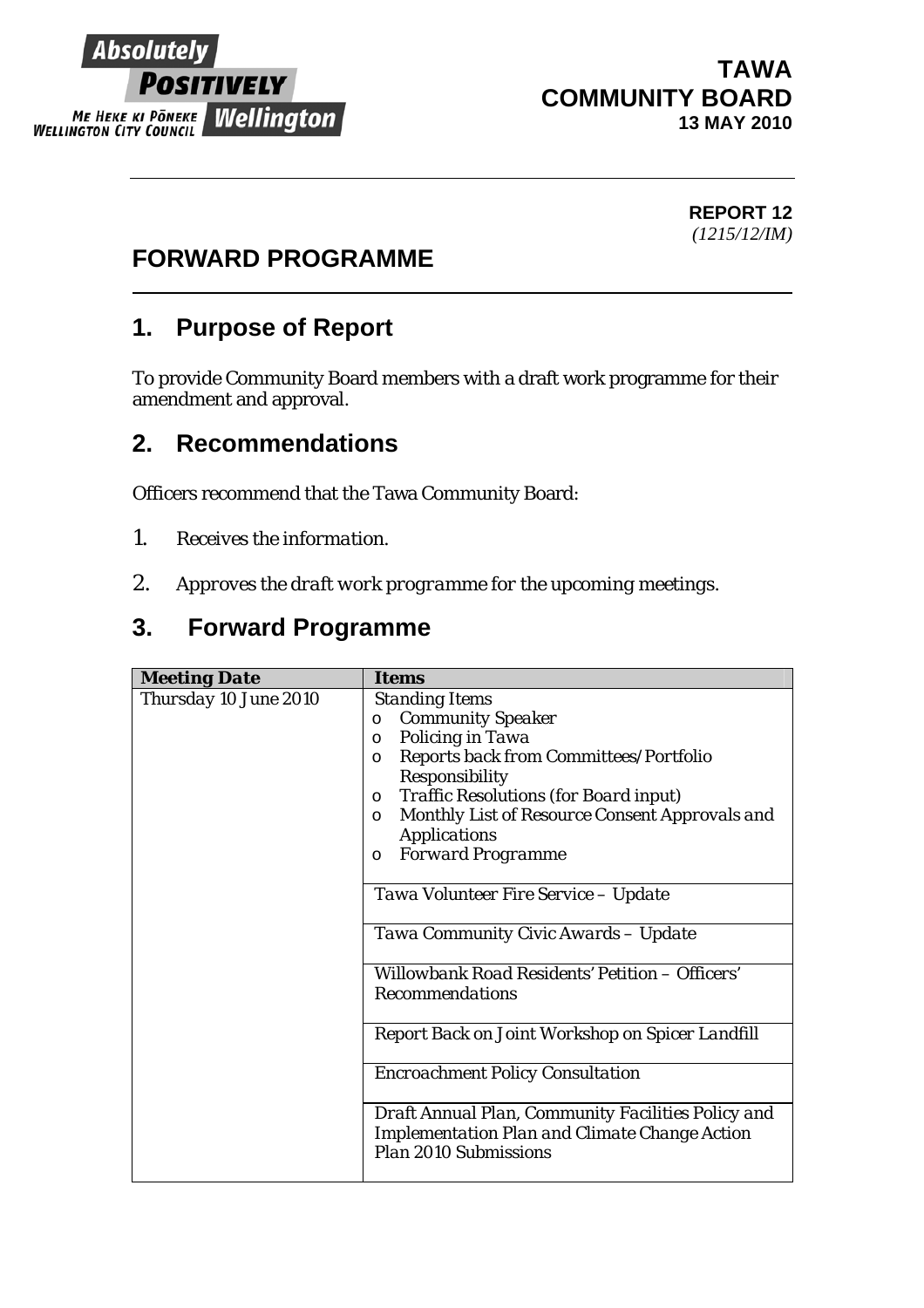Absolutely POSITIVELY Wellington
ME HEKE KI PŌNEKE
WELLINGTON CITY COUNCIL

**TAWA COMMUNITY BOARD**
**13 MAY 2010**

**REPORT 12**
*(1215/12/IM)*

# FORWARD PROGRAMME

## 1. Purpose of Report

To provide Community Board members with a draft work programme for their amendment and approval.

## 2. Recommendations

Officers recommend that the Tawa Community Board:

1. *Receives the information.*
2. *Approves the draft work programme for the upcoming meetings.*

## 3. Forward Programme

| Meeting Date | Items |
|---|---|
| Thursday 10 June 2010 | Standing Items<br>o Community Speaker<br>o Policing in Tawa<br>o Reports back from Committees/Portfolio Responsibility<br>o Traffic Resolutions (for Board input)<br>o Monthly List of Resource Consent Approvals and Applications<br>o Forward Programme |
| | Tawa Volunteer Fire Service – Update |
| | Tawa Community Civic Awards – Update |
| | Willowbank Road Residents' Petition – Officers' Recommendations |
| | Report Back on Joint Workshop on Spicer Landfill |
| | Encroachment Policy Consultation |
| | Draft Annual Plan, Community Facilities Policy and Implementation Plan and Climate Change Action Plan 2010 Submissions |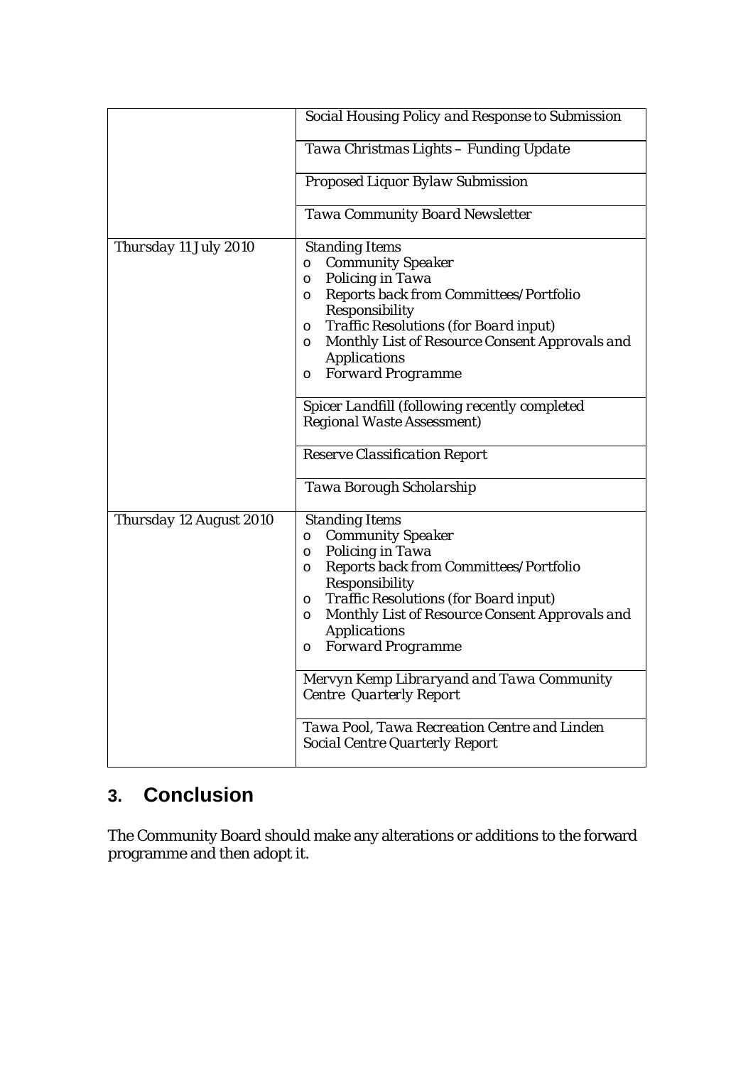| | |
|---|---|
| | *Social Housing Policy and Response to Submission* |
| | *Tawa Christmas Lights – Funding Update* |
| | *Proposed Liquor Bylaw Submission* |
| | *Tawa Community Board Newsletter* |
| *Thursday 11 July 2010* | *Standing Items*<br>o *Community Speaker*<br>o *Policing in Tawa*<br>o *Reports back from Committees/Portfolio Responsibility*<br>o *Traffic Resolutions (for Board input)*<br>o *Monthly List of Resource Consent Approvals and Applications*<br>o *Forward Programme* |
| | *Spicer Landfill (following recently completed Regional Waste Assessment)* |
| | *Reserve Classification Report* |
| | *Tawa Borough Scholarship* |
| *Thursday 12 August 2010* | *Standing Items*<br>o *Community Speaker*<br>o *Policing in Tawa*<br>o *Reports back from Committees/Portfolio Responsibility*<br>o *Traffic Resolutions (for Board input)*<br>o *Monthly List of Resource Consent Approvals and Applications*<br>o *Forward Programme* |
| | *Mervyn Kemp Libraryand and Tawa Community Centre Quarterly Report* |
| | *Tawa Pool, Tawa Recreation Centre and Linden Social Centre Quarterly Report* |

## 3. Conclusion

The Community Board should make any alterations or additions to the forward programme and then adopt it.